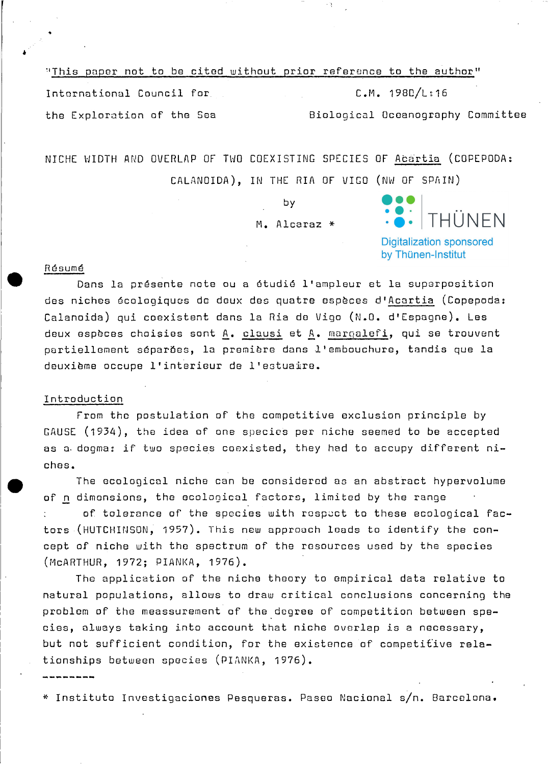"This paper not to be cited without prior reference to the author"

International Council for the Exploration of the Sea

C.M. 1980/L:16
Biological Oceanography Committee

# NICHE WIDTH AND OVERLAP OF TWO COEXISTING SPECIES OF *Acartia* (COPEPODA: CALANOIDA), IN THE RIA OF VIGO (NW OF SPAIN)

by

M. Alcaraz *

## Résumé

Dans la présente note ou a étudié l'ampleur et la superposition des niches écologiques de deux des quatre espèces d'*Acartia* (Copepoda: Calanoida) qui coexistent dans la Ria de Vigo (N.O. d'Espagne). Les deux espèces choisies sont *A. clausi* et *A. margalefi*, qui se trouvent partiellement séparées, la première dans l'embouchure, tandis que la deuxième occupe l'interieur de l'estuaire.

## Introduction

From the postulation of the competitive exclusion principle by GAUSE (1934), the idea of one species per niche seemed to be accepted as a dogma: if two species coexisted, they had to accupy different niches.

The ecological niche can be considered as an abstract hypervolume of *n* dimensions, the ecological factors, limited by the range of tolerance of the species with respect to these ecological factors (HUTCHINSON, 1957). This new approach leads to identify the concept of niche with the spectrum of the resources used by the species (McARTHUR, 1972; PIANKA, 1976).

The application of the niche theory to empirical data relative to natural populations, allows to draw critical conclusions concerning the problem of the meassurement of the degree of competition between species, always taking into account that niche overlap is a necessary, but not sufficient condition, for the existence of competitive relationships between species (PIANKA, 1976).

--------

\* Instituto Investigaciones Pesqueras. Paseo Nacional s/n. Barcelona.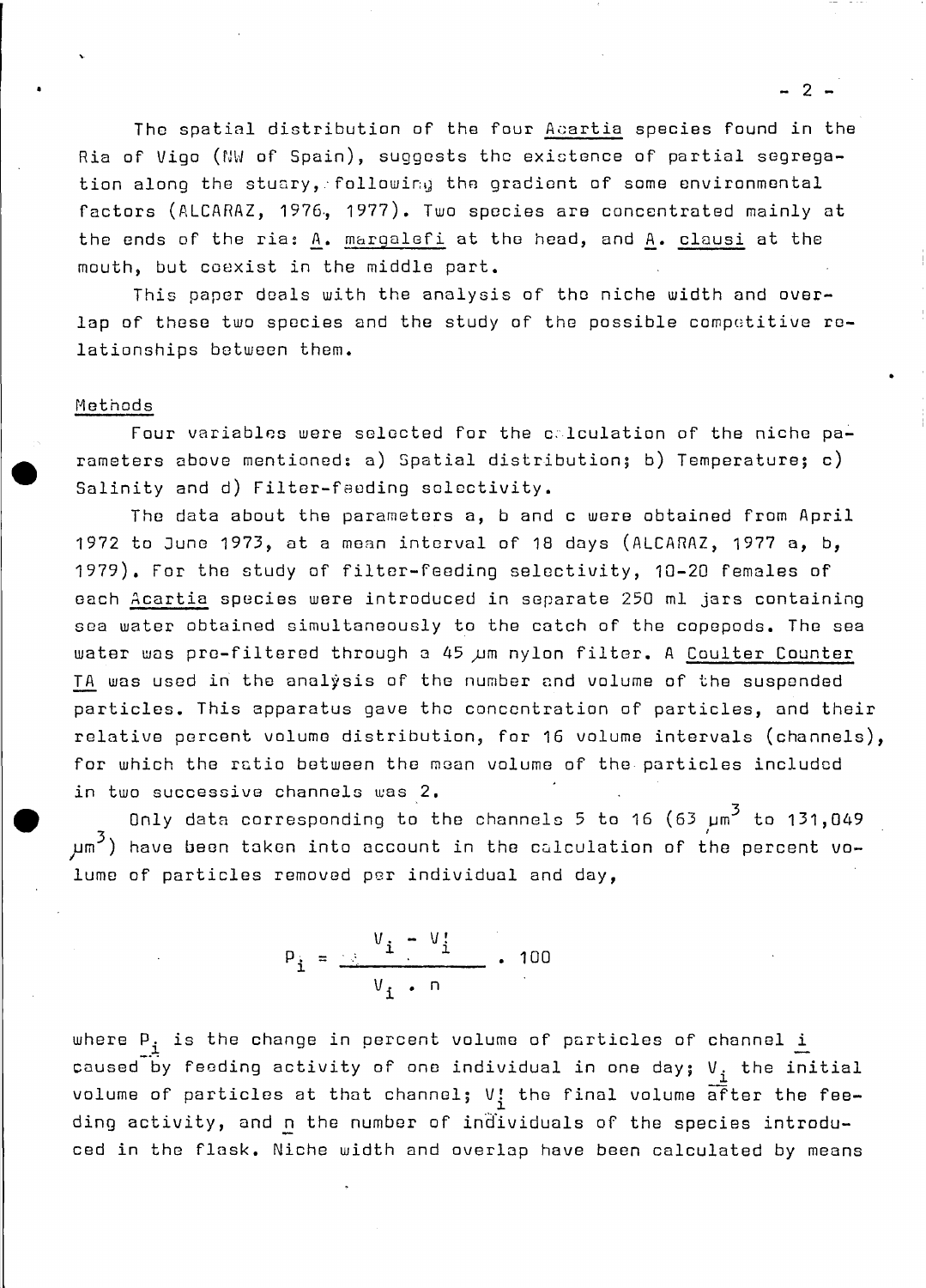The spatial distribution of the four Acartia species found in the Ria of Vigo (NW of Spain), suggests the existence of partial segregation along the stuary, following the gradient of some environmental factors (ALCARAZ, 1976, 1977). Two species are concentrated mainly at the ends of the ria: A. margalefi at the head, and A. clausi at the mouth, but coexist in the middle part.

This paper deals with the analysis of the niche width and overlap of these two species and the study of the possible competitive relationships between them.

## Methods

Four variables were selected for the calculation of the niche parameters above mentioned: a) Spatial distribution; b) Temperature; c) Salinity and d) Filter-feeding selectivity.

The data about the parameters a, b and c were obtained from April 1972 to June 1973, at a mean interval of 18 days (ALCARAZ, 1977 a, b, 1979). For the study of filter-feeding selectivity, 10-20 females of each Acartia species were introduced in separate 250 ml jars containing sea water obtained simultaneously to the catch of the copepods. The sea water was pre-filtered through a 45 µm nylon filter. A Coulter Counter TA was used in the analysis of the number and volume of the suspended particles. This apparatus gave the concentration of particles, and their relative percent volume distribution, for 16 volume intervals (channels), for which the ratio between the mean volume of the particles included in two successive channels was 2.

Only data corresponding to the channels 5 to 16 (63 $\mu m^3$ to 131,049 $\mu m^3$) have been taken into account in the calculation of the percent volume of particles removed per individual and day,

$$P_i = \frac{V_i - V_i'}{V_i \cdot n} \cdot 100$$

where $P_i$ is the change in percent volume of particles of channel $i$ caused by feeding activity of one individual in one day; $V_i$ the initial volume of particles at that channel; $V_i'$ the final volume after the feeding activity, and $n$ the number of individuals of the species introduced in the flask. Niche width and overlap have been calculated by means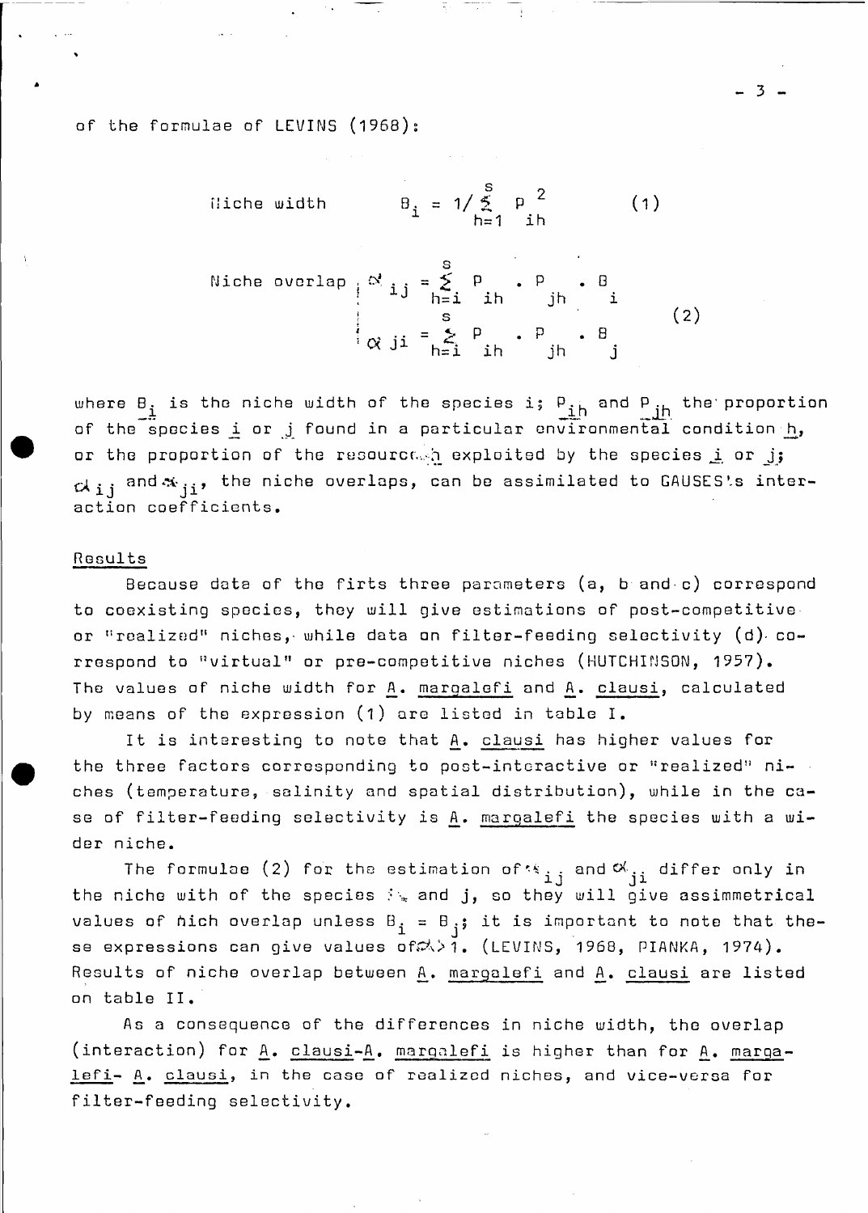of the formulae of LEVINS (1968):

Niche width $$B_i = 1/\sum_{h=1}^{s} p_{ih}^2 \qquad (1)$$

Niche overlap
$$\alpha_{ij} = \sum_{h=i}^{s} p_{ih} \cdot p_{jh} \cdot B_i$$
$$\alpha_{ji} = \sum_{h=i}^{s} p_{ih} \cdot p_{jh} \cdot B_j \qquad (2)$$

where $B_i$ is the niche width of the species i; $p_{ih}$ and $p_{jh}$ the proportion of the species i or j found in a particular environmental condition h, or the proportion of the resource h exploited by the species i or j; $\alpha_{ij}$ and $\alpha_{ji}$, the niche overlaps, can be assimilated to GAUSES's interaction coefficients.

## Results

Because data of the firts three parameters (a, b and c) correspond to coexisting species, they will give estimations of post-competitive or "realized" niches, while data on filter-feeding selectivity (d) correspond to "virtual" or pre-competitive niches (HUTCHINSON, 1957). The values of niche width for A. margalefi and A. clausi, calculated by means of the expression (1) are listed in table I.

It is interesting to note that A. clausi has higher values for the three factors corresponding to post-interactive or "realized" niches (temperature, salinity and spatial distribution), while in the case of filter-feeding selectivity is A. margalefi the species with a wider niche.

The formulae (2) for the estimation of $\alpha_{ij}$ and $\alpha_{ji}$ differ only in the niche with of the species i and j, so they will give assimmetrical values of nich overlap unless $B_i = B_j$; it is important to note these expressions can give values of $\alpha > 1$. (LEVINS, 1968, PIANKA, 1974). Results of niche overlap between A. margalefi and A. clausi are listed on table II.

As a consequence of the differences in niche width, the overlap (interaction) for A. clausi-A. margalefi is higher than for A. margalefi- A. clausi, in the case of realized niches, and vice-versa for filter-feeding selectivity.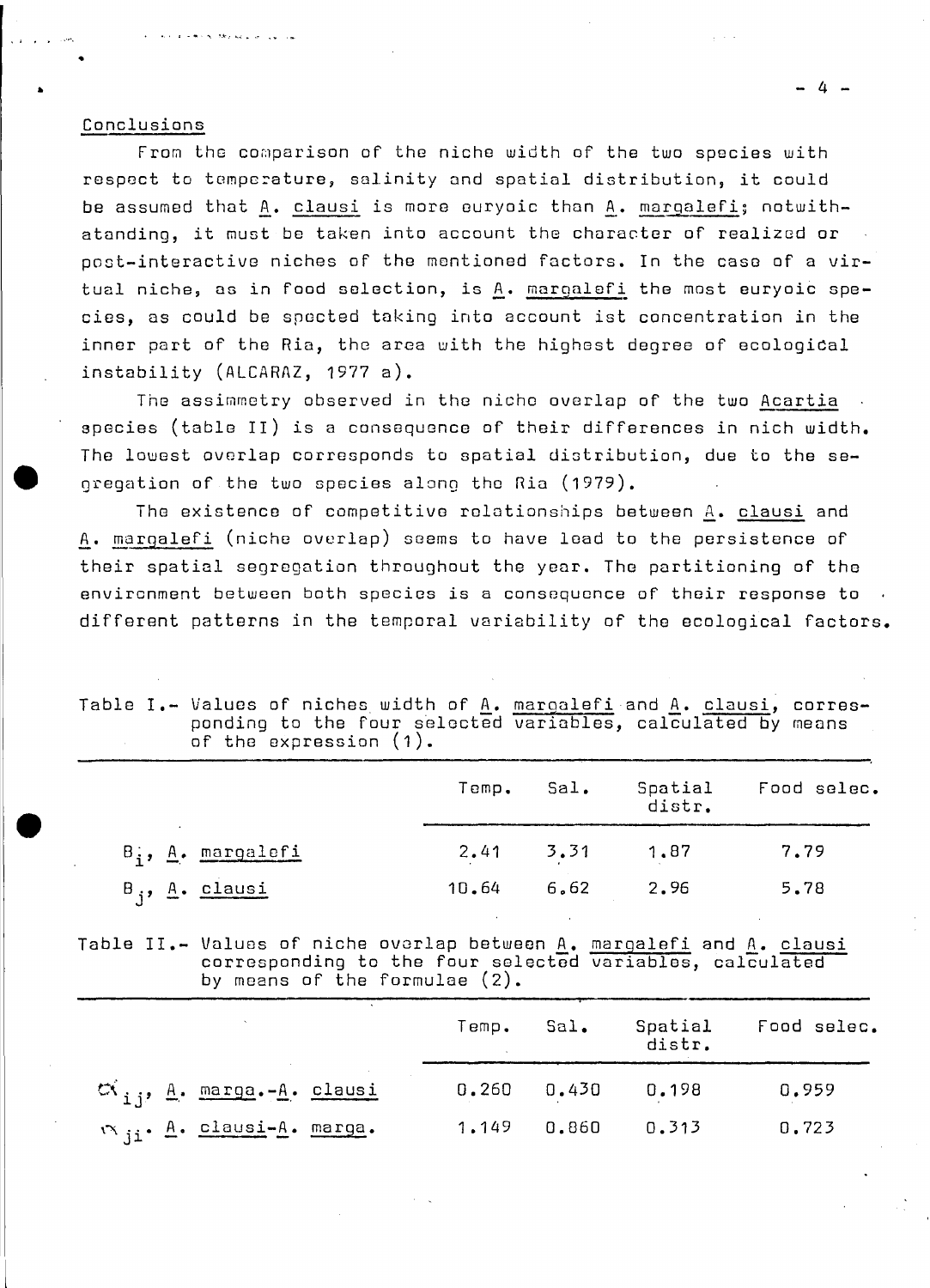## Conclusions

From the comparison of the niche width of the two species with respect to temperature, salinity and spatial distribution, it could be assumed that A. clausi is more euryoic than A. margalefi; notwithatanding, it must be taken into account the character of realized or post-interactive niches of the mentioned factors. In the case of a virtual niche, as in food selection, is A. margalefi the most euryoic species, as could be spected taking into account ist concentration in the inner part of the Ria, the area with the highest degree of ecological instability (ALCARAZ, 1977 a).

The assimmetry observed in the niche overlap of the two Acartia species (table II) is a consequence of their differences in nich width. The lowest overlap corresponds to spatial distribution, due to the segregation of the two species along the Ria (1979).

The existence of competitive relationships between A. clausi and A. margalefi (niche overlap) seems to have lead to the persistence of their spatial segregation throughout the year. The partitioning of the environment between both species is a consequence of their response to different patterns in the temporal variability of the ecological factors.

Table I.- Values of niches width of A. margalefi and A. clausi, corresponding to the four selected variables, calculated by means of the expression (1).

| | Temp. | Sal. | Spatial distr. | Food selec. |
|---|---|---|---|---|
| $B_i$, A. margalefi | 2.41 | 3.31 | 1.87 | 7.79 |
| $B_j$, A. clausi | 10.64 | 6.62 | 2.96 | 5.78 |

Table II.- Values of niche overlap between A. margalefi and A. clausi corresponding to the four selected variables, calculated by means of the formulae (2).

| | Temp. | Sal. | Spatial distr. | Food selec. |
|---|---|---|---|---|
| $\alpha_{ij}$, A. marga.-A. clausi | 0.260 | 0.430 | 0.198 | 0.959 |
| $\alpha_{ji}$. A. clausi-A. marga. | 1.149 | 0.860 | 0.313 | 0.723 |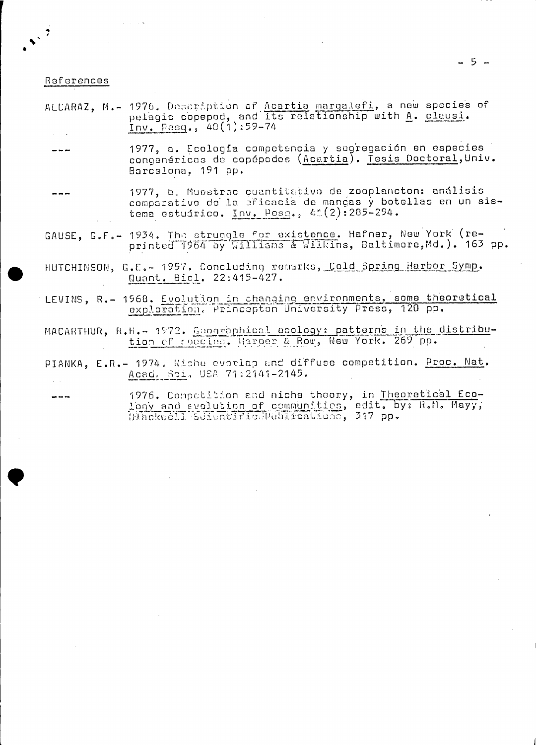## References

ALCARAZ, M.- 1976. Description of Acartia margalefi, a new species of pelagic copepod, and its relationship with A. clausi. Inv. Pesq., 40(1):59-74

--- 1977, a. Ecología competencia y segregación en especies congenéricas de copépodos (Acartia). Tesis Doctoral, Univ. Barcelona, 191 pp.

--- 1977, b. Muestreo cuantitativo de zooplancton: análisis comparativo de la eficacia de mangas y botellas en un sistema estuárico. Inv. Pesq., 41(2):285-294.

GAUSE, G.F.- 1934. The struggle for existence. Hafner, New York (reprinted 1964 by Williams & Wilkins, Baltimore, Md.). 163 pp.

HUTCHINSON, G.E.- 1957. Concluding remarks, Cold Spring Harbor Symp. Quant. Biol. 22:415-427.

LEVINS, R.- 1968. Evolution in changing environments, some theoretical exploration. Princeton University Press, 120 pp.

MACARTHUR, R.H.- 1972. Geographical ecology: patterns in the distribution of species. Harper & Row, New York. 269 pp.

PIANKA, E.R.- 1974. Niche overlap and diffuse competition. Proc. Nat. Acad. Sci. USA 71:2141-2145.

--- 1976. Competition and niche theory, in Theoretical Ecology and evolution of communities, edit. by: R.M. May, Blackwell Scientific Publications, 317 pp.